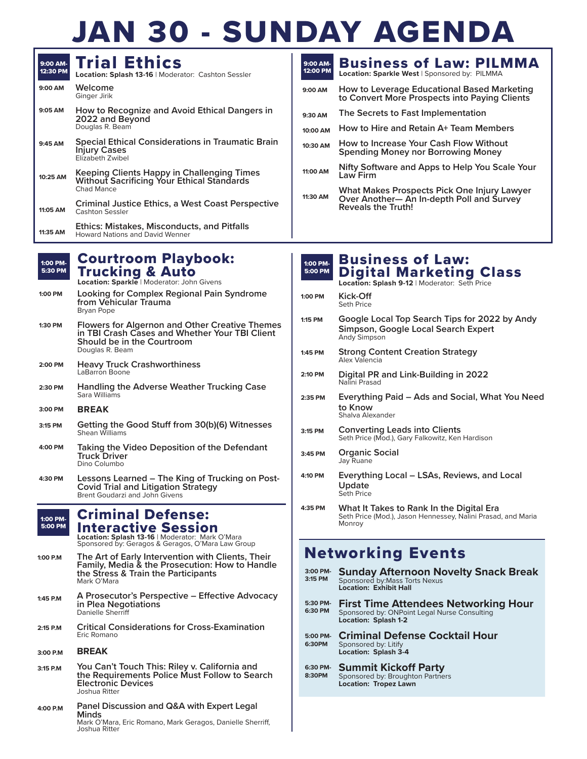# JAN 30 - SUNDAY AGENDA

## Trial Ethics

**9:00 AM-12:30 PM**

**Location: Splash 13-16** | Moderator: Cashton Sessler

- **9:00 AM** — **Welcome**
  Ginger Jirik
- **9:05 AM** — **How to Recognize and Avoid Ethical Dangers in 2022 and Beyond**
  Douglas R. Beam
- **9:45 AM** — **Special Ethical Considerations in Traumatic Brain Injury Cases**
  Elizabeth Zwibel
- **10:25 AM** — **Keeping Clients Happy in Challenging Times Without Sacrificing Your Ethical Standards**
  Chad Mance
- **11:05 AM** — **Criminal Justice Ethics, a West Coast Perspective**
  Cashton Sessler
- **11:35 AM** — **Ethics: Mistakes, Misconducts, and Pitfalls**
  Howard Nations and David Wenner

## Courtroom Playbook: Trucking & Auto

**1:00 PM-5:30 PM**

**Location: Sparkle** | Moderator: John Givens

- **1:00 PM** — **Looking for Complex Regional Pain Syndrome from Vehicular Trauma**
  Bryan Pope
- **1:30 PM** — **Flowers for Algernon and Other Creative Themes in TBI Crash Cases and Whether Your TBI Client Should be in the Courtroom**
  Douglas R. Beam
- **2:00 PM** — **Heavy Truck Crashworthiness**
  LaBarron Boone
- **2:30 PM** — **Handling the Adverse Weather Trucking Case**
  Sara Williams
- **3:00 PM** — **BREAK**
- **3:15 PM** — **Getting the Good Stuff from 30(b)(6) Witnesses**
  Shean Williams
- **4:00 PM** — **Taking the Video Deposition of the Defendant Truck Driver**
  Dino Columbo
- **4:30 PM** — **Lessons Learned – The King of Trucking on Post-Covid Trial and Litigation Strategy**
  Brent Goudarzi and John Givens

## Criminal Defense: Interactive Session

**1:00 PM-5:00 PM**

**Location: Splash 13-16** | Moderator: Mark O'Mara
Sponsored by: Geragos & Geragos, O'Mara Law Group

- **1:00 P.M** — **The Art of Early Intervention with Clients, Their Family, Media & the Prosecution: How to Handle the Stress & Train the Participants**
  Mark O'Mara
- **1:45 P.M** — **A Prosecutor's Perspective – Effective Advocacy in Plea Negotiations**
  Danielle Sherriff
- **2:15 P.M** — **Critical Considerations for Cross-Examination**
  Eric Romano
- **3:00 P.M** — **BREAK**
- **3:15 P.M** — **You Can't Touch This: Riley v. California and the Requirements Police Must Follow to Search Electronic Devices**
  Joshua Ritter
- **4:00 P.M** — **Panel Discussion and Q&A with Expert Legal Minds**
  Mark O'Mara, Eric Romano, Mark Geragos, Danielle Sherriff, Joshua Ritter

## Business of Law: PILMMA

**9:00 AM-12:00 PM**

**Location: Sparkle West** | Sponsored by: PILMMA

- **9:00 AM** — **How to Leverage Educational Based Marketing to Convert More Prospects into Paying Clients**
- **9:30 AM** — **The Secrets to Fast Implementation**
- **10:00 AM** — **How to Hire and Retain A+ Team Members**
- **10:30 AM** — **How to Increase Your Cash Flow Without Spending Money nor Borrowing Money**
- **11:00 AM** — **Nifty Software and Apps to Help You Scale Your Law Firm**
- **11:30 AM** — **What Makes Prospects Pick One Injury Lawyer Over Another— An In-depth Poll and Survey Reveals the Truth!**

## Business of Law: Digital Marketing Class

**1:00 PM-5:00 PM**

**Location: Splash 9-12** | Moderator: Seth Price

- **1:00 PM** — **Kick-Off**
  Seth Price
- **1:15 PM** — **Google Local Top Search Tips for 2022 by Andy Simpson, Google Local Search Expert**
  Andy Simpson
- **1:45 PM** — **Strong Content Creation Strategy**
  Alex Valencia
- **2:10 PM** — **Digital PR and Link-Building in 2022**
  Nalini Prasad
- **2:35 PM** — **Everything Paid – Ads and Social, What You Need to Know**
  Shalva Alexander
- **3:15 PM** — **Converting Leads into Clients**
  Seth Price (Mod.), Gary Falkowitz, Ken Hardison
- **3:45 PM** — **Organic Social**
  Jay Ruane
- **4:10 PM** — **Everything Local – LSAs, Reviews, and Local Update**
  Seth Price
- **4:35 PM** — **What It Takes to Rank In the Digital Era**
  Seth Price (Mod.), Jason Hennessey, Nalini Prasad, and Maria Monroy

## Networking Events

- **3:00 PM-3:15 PM** — **Sunday Afternoon Novelty Snack Break**
  Sponsored by: Mass Torts Nexus
  **Location: Exhibit Hall**
- **5:30 PM-6:30 PM** — **First Time Attendees Networking Hour**
  Sponsored by: ONPoint Legal Nurse Consulting
  **Location: Splash 1-2**
- **5:00 PM-6:30PM** — **Criminal Defense Cocktail Hour**
  Sponsored by: Litify
  **Location: Splash 3-4**
- **6:30 PM-8:30PM** — **Summit Kickoff Party**
  Sponsored by: Broughton Partners
  **Location: Tropez Lawn**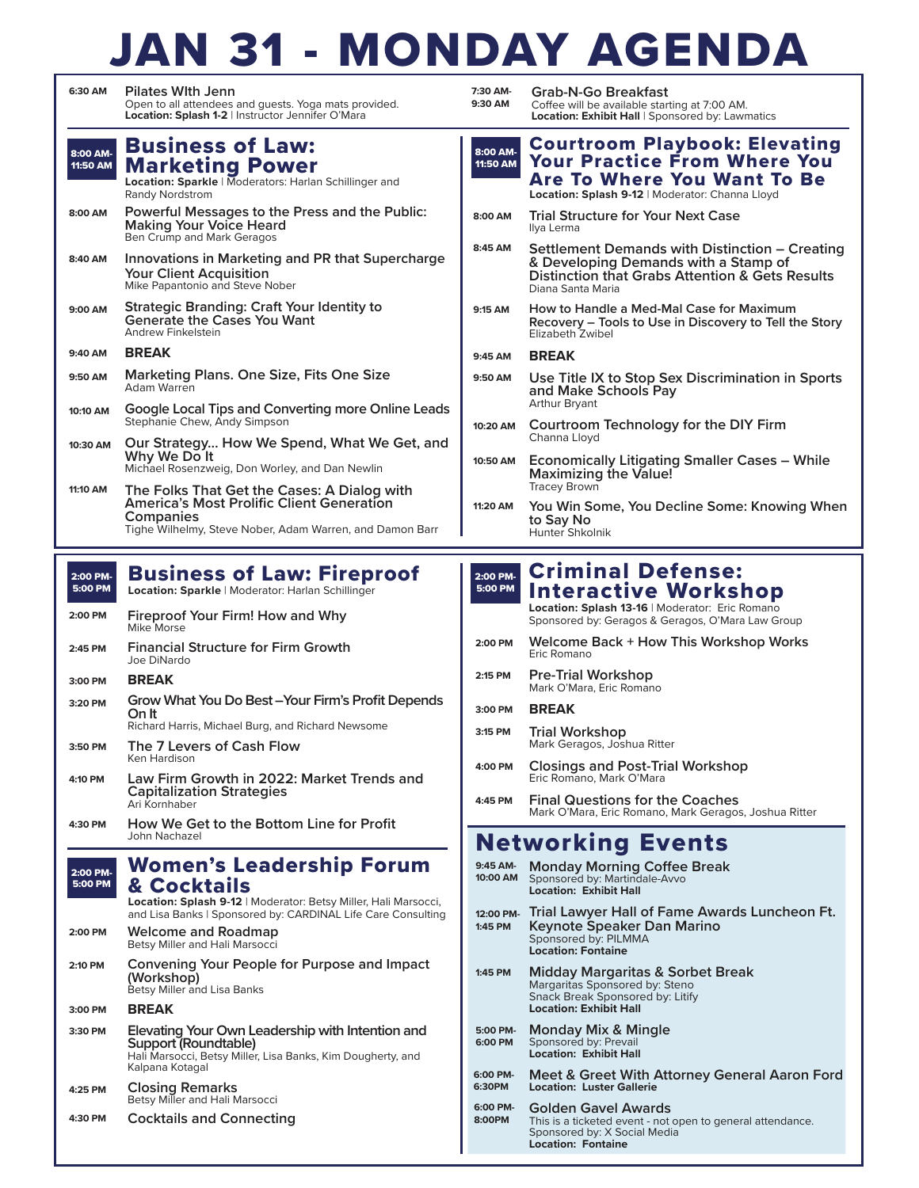# JAN 31 - MONDAY AGENDA

**6:30 AM** — **Pilates WIth Jenn**
Open to all attendees and guests. Yoga mats provided.
**Location: Splash 1-2** | Instructor Jennifer O'Mara

**7:30 AM-9:30 AM** — **Grab-N-Go Breakfast**
Coffee will be available starting at 7:00 AM.
**Location: Exhibit Hall** | Sponsored by: Lawmatics

## 8:00 AM-11:50 AM — Business of Law: Marketing Power

**Location: Sparkle** | Moderators: Harlan Schillinger and Randy Nordstrom

- **8:00 AM** — **Powerful Messages to the Press and the Public: Making Your Voice Heard**
  Ben Crump and Mark Geragos
- **8:40 AM** — **Innovations in Marketing and PR that Supercharge Your Client Acquisition**
  Mike Papantonio and Steve Nober
- **9:00 AM** — **Strategic Branding: Craft Your Identity to Generate the Cases You Want**
  Andrew Finkelstein
- **9:40 AM** — **BREAK**
- **9:50 AM** — **Marketing Plans. One Size, Fits One Size**
  Adam Warren
- **10:10 AM** — **Google Local Tips and Converting more Online Leads**
  Stephanie Chew, Andy Simpson
- **10:30 AM** — **Our Strategy... How We Spend, What We Get, and Why We Do It**
  Michael Rosenzweig, Don Worley, and Dan Newlin
- **11:10 AM** — **The Folks That Get the Cases: A Dialog with America's Most Prolific Client Generation Companies**
  Tighe Wilhelmy, Steve Nober, Adam Warren, and Damon Barr

## 8:00 AM-11:50 AM — Courtroom Playbook: Elevating Your Practice From Where You Are To Where You Want To Be

**Location: Splash 9-12** | Moderator: Channa Lloyd

- **8:00 AM** — **Trial Structure for Your Next Case**
  Ilya Lerma
- **8:45 AM** — **Settlement Demands with Distinction – Creating & Developing Demands with a Stamp of Distinction that Grabs Attention & Gets Results**
  Diana Santa Maria
- **9:15 AM** — **How to Handle a Med-Mal Case for Maximum Recovery – Tools to Use in Discovery to Tell the Story**
  Elizabeth Zwibel
- **9:45 AM** — **BREAK**
- **9:50 AM** — **Use Title IX to Stop Sex Discrimination in Sports and Make Schools Pay**
  Arthur Bryant
- **10:20 AM** — **Courtroom Technology for the DIY Firm**
  Channa Lloyd
- **10:50 AM** — **Economically Litigating Smaller Cases – While Maximizing the Value!**
  Tracey Brown
- **11:20 AM** — **You Win Some, You Decline Some: Knowing When to Say No**
  Hunter Shkolnik

## 2:00 PM-5:00 PM — Business of Law: Fireproof

**Location: Sparkle** | Moderator: Harlan Schillinger

- **2:00 PM** — **Fireproof Your Firm! How and Why**
  Mike Morse
- **2:45 PM** — **Financial Structure for Firm Growth**
  Joe DiNardo
- **3:00 PM** — **BREAK**
- **3:20 PM** — **Grow What You Do Best –Your Firm's Profit Depends On It**
  Richard Harris, Michael Burg, and Richard Newsome
- **3:50 PM** — **The 7 Levers of Cash Flow**
  Ken Hardison
- **4:10 PM** — **Law Firm Growth in 2022: Market Trends and Capitalization Strategies**
  Ari Kornhaber
- **4:30 PM** — **How We Get to the Bottom Line for Profit**
  John Nachazel

## 2:00 PM-5:00 PM — Women's Leadership Forum & Cocktails

**Location: Splash 9-12** | Moderator: Betsy Miller, Hali Marsocci, and Lisa Banks | Sponsored by: CARDINAL Life Care Consulting

- **2:00 PM** — **Welcome and Roadmap**
  Betsy Miller and Hali Marsocci
- **2:10 PM** — **Convening Your People for Purpose and Impact (Workshop)**
  Betsy Miller and Lisa Banks
- **3:00 PM** — **BREAK**
- **3:30 PM** — **Elevating Your Own Leadership with Intention and Support (Roundtable)**
  Hali Marsocci, Betsy Miller, Lisa Banks, Kim Dougherty, and Kalpana Kotagal
- **4:25 PM** — **Closing Remarks**
  Betsy Miller and Hali Marsocci
- **4:30 PM** — **Cocktails and Connecting**

## 2:00 PM-5:00 PM — Criminal Defense: Interactive Workshop

**Location: Splash 13-16** | Moderator: Eric Romano
Sponsored by: Geragos & Geragos, O'Mara Law Group

- **2:00 PM** — **Welcome Back + How This Workshop Works**
  Eric Romano
- **2:15 PM** — **Pre-Trial Workshop**
  Mark O'Mara, Eric Romano
- **3:00 PM** — **BREAK**
- **3:15 PM** — **Trial Workshop**
  Mark Geragos, Joshua Ritter
- **4:00 PM** — **Closings and Post-Trial Workshop**
  Eric Romano, Mark O'Mara
- **4:45 PM** — **Final Questions for the Coaches**
  Mark O'Mara, Eric Romano, Mark Geragos, Joshua Ritter

## Networking Events

- **9:45 AM-10:00 AM** — **Monday Morning Coffee Break**
  Sponsored by: Martindale-Avvo
  **Location: Exhibit Hall**
- **12:00 PM-1:45 PM** — **Trial Lawyer Hall of Fame Awards Luncheon Ft. Keynote Speaker Dan Marino**
  Sponsored by: PILMMA
  **Location: Fontaine**
- **1:45 PM** — **Midday Margaritas & Sorbet Break**
  Margaritas Sponsored by: Steno
  Snack Break Sponsored by: Litify
  **Location: Exhibit Hall**
- **5:00 PM-6:00 PM** — **Monday Mix & Mingle**
  Sponsored by: Prevail
  **Location: Exhibit Hall**
- **6:00 PM-6:30PM** — **Meet & Greet With Attorney General Aaron Ford**
  **Location: Luster Gallerie**
- **6:00 PM-8:00PM** — **Golden Gavel Awards**
  This is a ticketed event - not open to general attendance.
  Sponsored by: X Social Media
  **Location: Fontaine**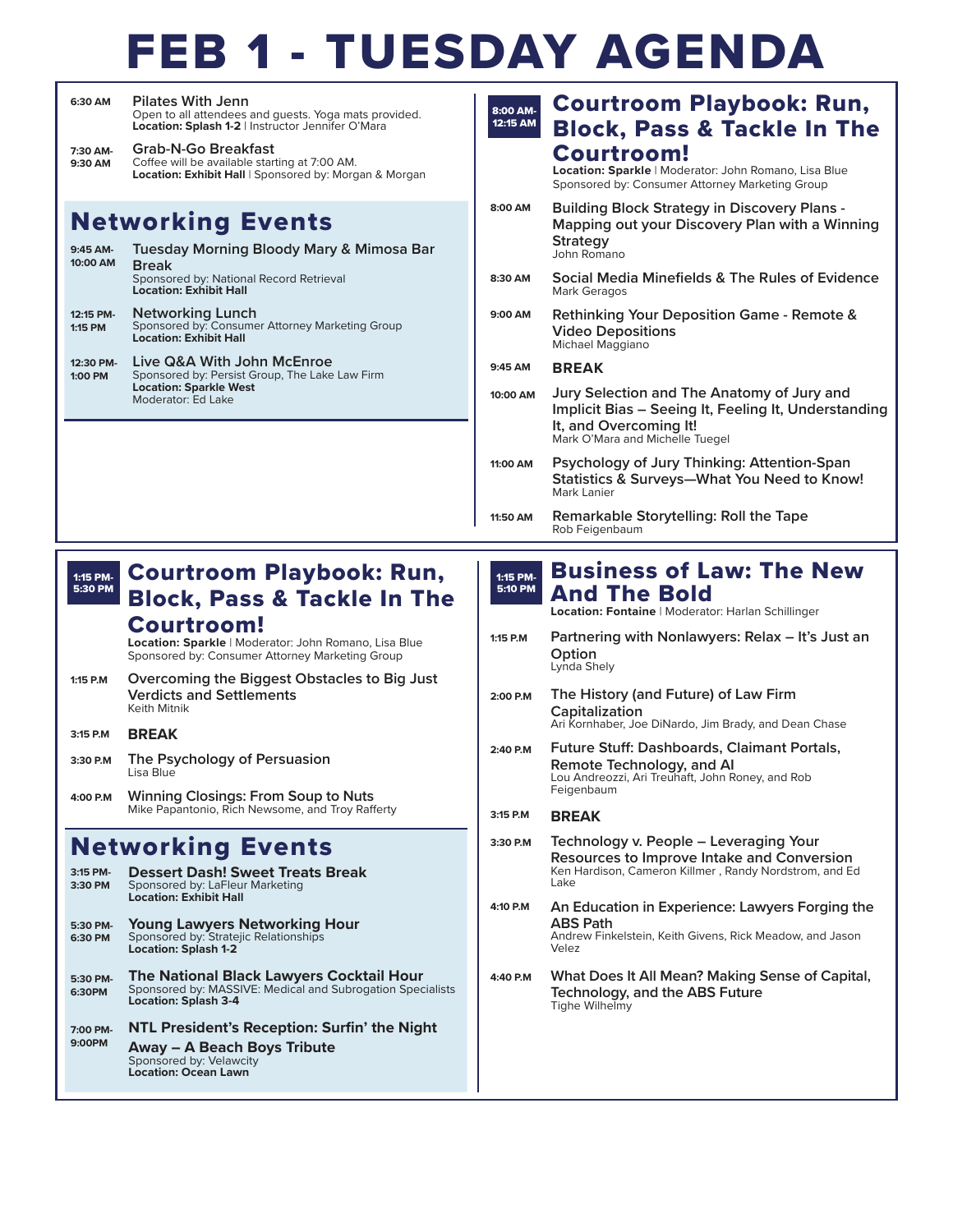# FEB 1 - TUESDAY AGENDA

**6:30 AM** — **Pilates With Jenn**
Open to all attendees and guests. Yoga mats provided.
**Location: Splash 1-2** | Instructor Jennifer O'Mara

**7:30 AM-9:30 AM** — **Grab-N-Go Breakfast**
Coffee will be available starting at 7:00 AM.
**Location: Exhibit Hall** | Sponsored by: Morgan & Morgan

## Networking Events

**9:45 AM-10:00 AM** — **Tuesday Morning Bloody Mary & Mimosa Bar Break**
Sponsored by: National Record Retrieval
**Location: Exhibit Hall**

**12:15 PM-1:15 PM** — **Networking Lunch**
Sponsored by: Consumer Attorney Marketing Group
**Location: Exhibit Hall**

**12:30 PM-1:00 PM** — **Live Q&A With John McEnroe**
Sponsored by: Persist Group, The Lake Law Firm
**Location: Sparkle West**
Moderator: Ed Lake

## 8:00 AM-12:15 AM — Courtroom Playbook: Run, Block, Pass & Tackle In The Courtroom!

**Location: Sparkle** | Moderator: John Romano, Lisa Blue
Sponsored by: Consumer Attorney Marketing Group

**8:00 AM** — **Building Block Strategy in Discovery Plans - Mapping out your Discovery Plan with a Winning Strategy**
John Romano

**8:30 AM** — **Social Media Minefields & The Rules of Evidence**
Mark Geragos

**9:00 AM** — **Rethinking Your Deposition Game - Remote & Video Depositions**
Michael Maggiano

**9:45 AM** — **BREAK**

**10:00 AM** — **Jury Selection and The Anatomy of Jury and Implicit Bias – Seeing It, Feeling It, Understanding It, and Overcoming It!**
Mark O'Mara and Michelle Tuegel

**11:00 AM** — **Psychology of Jury Thinking: Attention-Span Statistics & Surveys—What You Need to Know!**
Mark Lanier

**11:50 AM** — **Remarkable Storytelling: Roll the Tape**
Rob Feigenbaum

## 1:15 PM-5:30 PM — Courtroom Playbook: Run, Block, Pass & Tackle In The Courtroom!

**Location: Sparkle** | Moderator: John Romano, Lisa Blue
Sponsored by: Consumer Attorney Marketing Group

**1:15 P.M** — **Overcoming the Biggest Obstacles to Big Just Verdicts and Settlements**
Keith Mitnik

**3:15 P.M** — **BREAK**

**3:30 P.M** — **The Psychology of Persuasion**
Lisa Blue

**4:00 P.M** — **Winning Closings: From Soup to Nuts**
Mike Papantonio, Rich Newsome, and Troy Rafferty

## Networking Events

**3:15 PM-3:30 PM** — **Dessert Dash! Sweet Treats Break**
Sponsored by: LaFleur Marketing
**Location: Exhibit Hall**

**5:30 PM-6:30 PM** — **Young Lawyers Networking Hour**
Sponsored by: Stratejic Relationships
**Location: Splash 1-2**

**5:30 PM-6:30PM** — **The National Black Lawyers Cocktail Hour**
Sponsored by: MASSIVE: Medical and Subrogation Specialists
**Location: Splash 3-4**

**7:00 PM-9:00PM** — **NTL President's Reception: Surfin' the Night Away – A Beach Boys Tribute**
Sponsored by: Velawcity
**Location: Ocean Lawn**

## 1:15 PM-5:10 PM — Business of Law: The New And The Bold

**Location: Fontaine** | Moderator: Harlan Schillinger

**1:15 P.M** — **Partnering with Nonlawyers: Relax – It's Just an Option**
Lynda Shely

**2:00 P.M** — **The History (and Future) of Law Firm Capitalization**
Ari Kornhaber, Joe DiNardo, Jim Brady, and Dean Chase

**2:40 P.M** — **Future Stuff: Dashboards, Claimant Portals, Remote Technology, and AI**
Lou Andreozzi, Ari Treuhaft, John Roney, and Rob Feigenbaum

**3:15 P.M** — **BREAK**

**3:30 P.M** — **Technology v. People – Leveraging Your Resources to Improve Intake and Conversion**
Ken Hardison, Cameron Killmer , Randy Nordstrom, and Ed Lake

**4:10 P.M** — **An Education in Experience: Lawyers Forging the ABS Path**
Andrew Finkelstein, Keith Givens, Rick Meadow, and Jason Velez

**4:40 P.M** — **What Does It All Mean? Making Sense of Capital, Technology, and the ABS Future**
Tighe Wilhelmy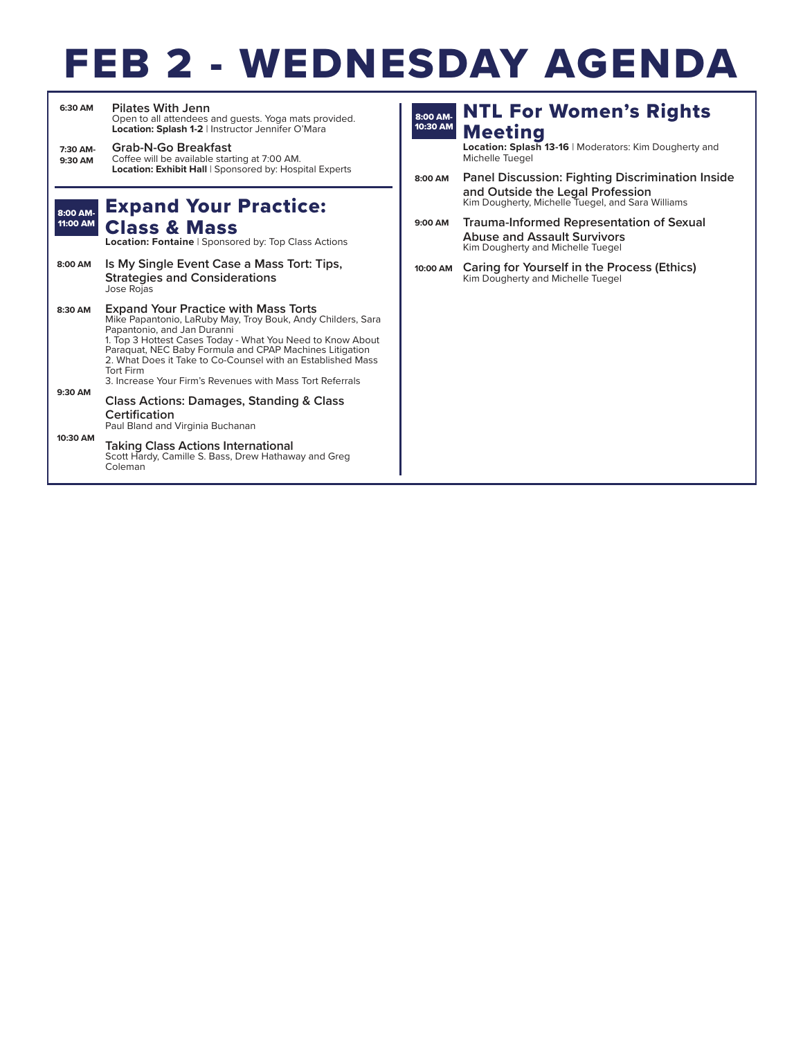# FEB 2 - WEDNESDAY AGENDA

**6:30 AM** **Pilates With Jenn**
Open to all attendees and guests. Yoga mats provided.
**Location: Splash 1-2** | Instructor Jennifer O'Mara

**7:30 AM-9:30 AM** **Grab-N-Go Breakfast**
Coffee will be available starting at 7:00 AM.
**Location: Exhibit Hall** | Sponsored by: Hospital Experts

## 8:00 AM-11:00 AM — Expand Your Practice: Class & Mass

**Location: Fontaine** | Sponsored by: Top Class Actions

**8:00 AM** **Is My Single Event Case a Mass Tort: Tips, Strategies and Considerations**
Jose Rojas

**8:30 AM** **Expand Your Practice with Mass Torts**
Mike Papantonio, LaRuby May, Troy Bouk, Andy Childers, Sara Papantonio, and Jan Duranni
1. Top 3 Hottest Cases Today - What You Need to Know About Paraquat, NEC Baby Formula and CPAP Machines Litigation
2. What Does it Take to Co-Counsel with an Established Mass Tort Firm
3. Increase Your Firm's Revenues with Mass Tort Referrals

**9:30 AM** **Class Actions: Damages, Standing & Class Certification**
Paul Bland and Virginia Buchanan

**10:30 AM** **Taking Class Actions International**
Scott Hardy, Camille S. Bass, Drew Hathaway and Greg Coleman

## 8:00 AM-10:30 AM — NTL For Women's Rights Meeting

**Location: Splash 13-16** | Moderators: Kim Dougherty and Michelle Tuegel

**8:00 AM** **Panel Discussion: Fighting Discrimination Inside and Outside the Legal Profession**
Kim Dougherty, Michelle Tuegel, and Sara Williams

**9:00 AM** **Trauma-Informed Representation of Sexual Abuse and Assault Survivors**
Kim Dougherty and Michelle Tuegel

**10:00 AM** **Caring for Yourself in the Process (Ethics)**
Kim Dougherty and Michelle Tuegel